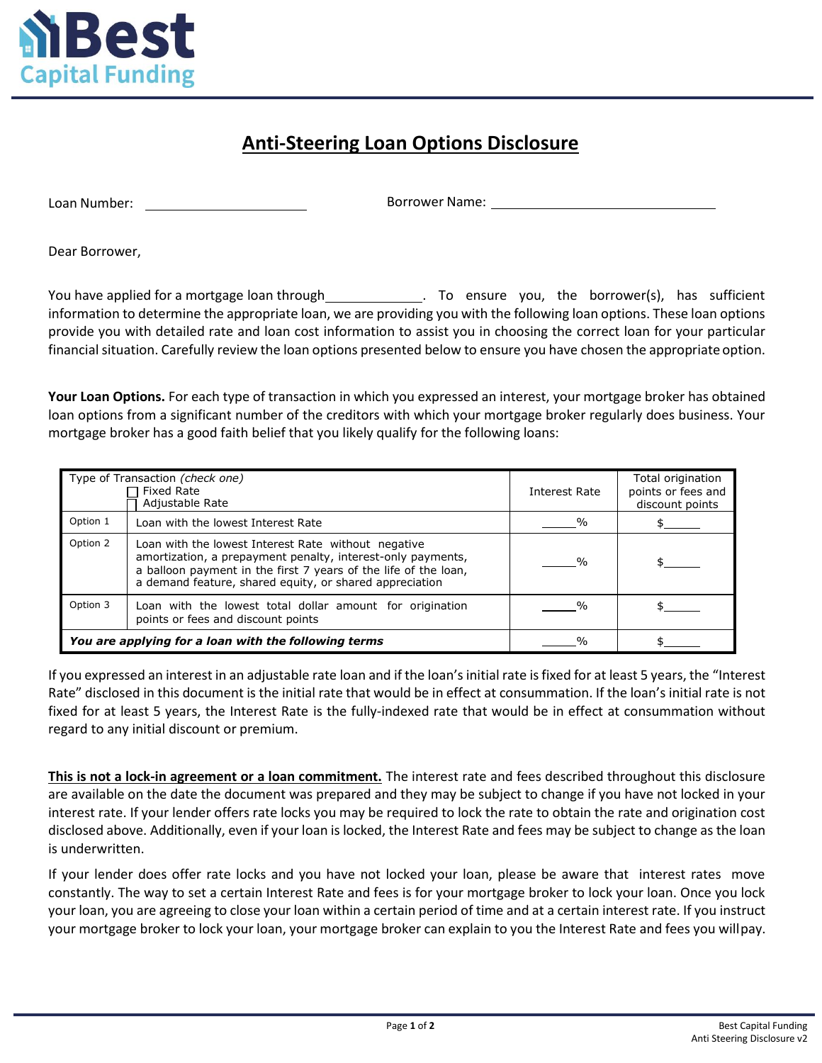**Best Capital Funding**

# Anti-Steering Loan Options Disclosure

Loan Number: ____________________ Borrower Name: ______________________________

Dear Borrower,

You have applied for a mortgage loan through ____________. To ensure you, the borrower(s), has sufficient information to determine the appropriate loan, we are providing you with the following loan options. These loan options provide you with detailed rate and loan cost information to assist you in choosing the correct loan for your particular financial situation. Carefully review the loan options presented below to ensure you have chosen the appropriate option.

**Your Loan Options.** For each type of transaction in which you expressed an interest, your mortgage broker has obtained loan options from a significant number of the creditors with which your mortgage broker regularly does business. Your mortgage broker has a good faith belief that you likely qualify for the following loans:

| Type of Transaction *(check one)*<br>☐ Fixed Rate<br>☐ Adjustable Rate | | Interest Rate | Total origination points or fees and discount points |
|---|---|---|---|
| Option 1 | Loan with the lowest Interest Rate | _____% | $_____ |
| Option 2 | Loan with the lowest Interest Rate without negative amortization, a prepayment penalty, interest-only payments, a balloon payment in the first 7 years of the life of the loan, a demand feature, shared equity, or shared appreciation | _____% | $_____ |
| Option 3 | Loan with the lowest total dollar amount for origination points or fees and discount points | _____% | $_____ |
| ***You are applying for a loan with the following terms*** | | _____% | $_____ |

If you expressed an interest in an adjustable rate loan and if the loan's initial rate is fixed for at least 5 years, the "Interest Rate" disclosed in this document is the initial rate that would be in effect at consummation. If the loan's initial rate is not fixed for at least 5 years, the Interest Rate is the fully-indexed rate that would be in effect at consummation without regard to any initial discount or premium.

**This is not a lock-in agreement or a loan commitment.** The interest rate and fees described throughout this disclosure are available on the date the document was prepared and they may be subject to change if you have not locked in your interest rate. If your lender offers rate locks you may be required to lock the rate to obtain the rate and origination cost disclosed above. Additionally, even if your loan is locked, the Interest Rate and fees may be subject to change as the loan is underwritten.

If your lender does offer rate locks and you have not locked your loan, please be aware that interest rates move constantly. The way to set a certain Interest Rate and fees is for your mortgage broker to lock your loan. Once you lock your loan, you are agreeing to close your loan within a certain period of time and at a certain interest rate. If you instruct your mortgage broker to lock your loan, your mortgage broker can explain to you the Interest Rate and fees you will pay.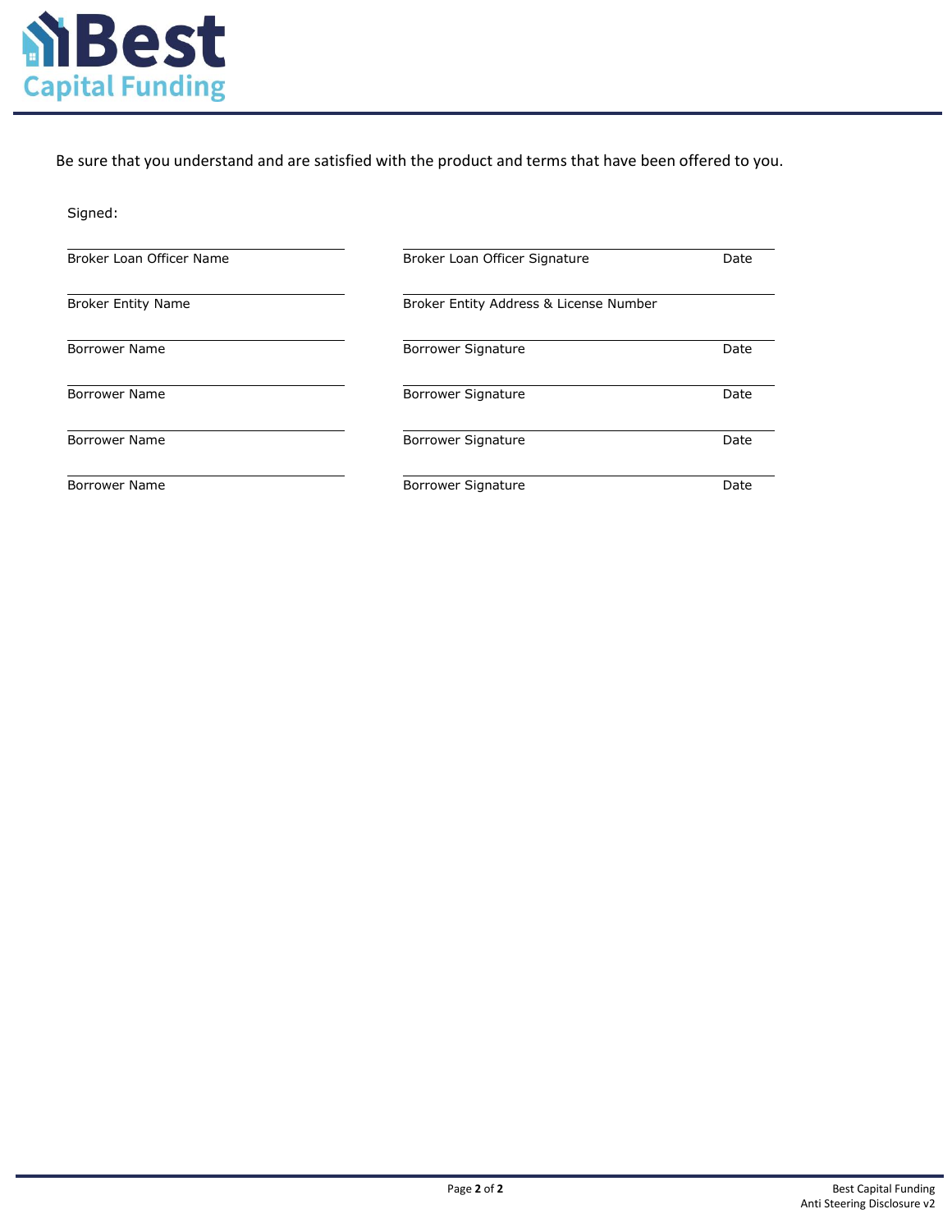Be sure that you understand and are satisfied with the product and terms that have been offered to you.

Signed:

| | | |
|---|---|---|
| Broker Loan Officer Name | Broker Loan Officer Signature | Date |
| Broker Entity Name | Broker Entity Address & License Number | |
| Borrower Name | Borrower Signature | Date |
| Borrower Name | Borrower Signature | Date |
| Borrower Name | Borrower Signature | Date |
| Borrower Name | Borrower Signature | Date |